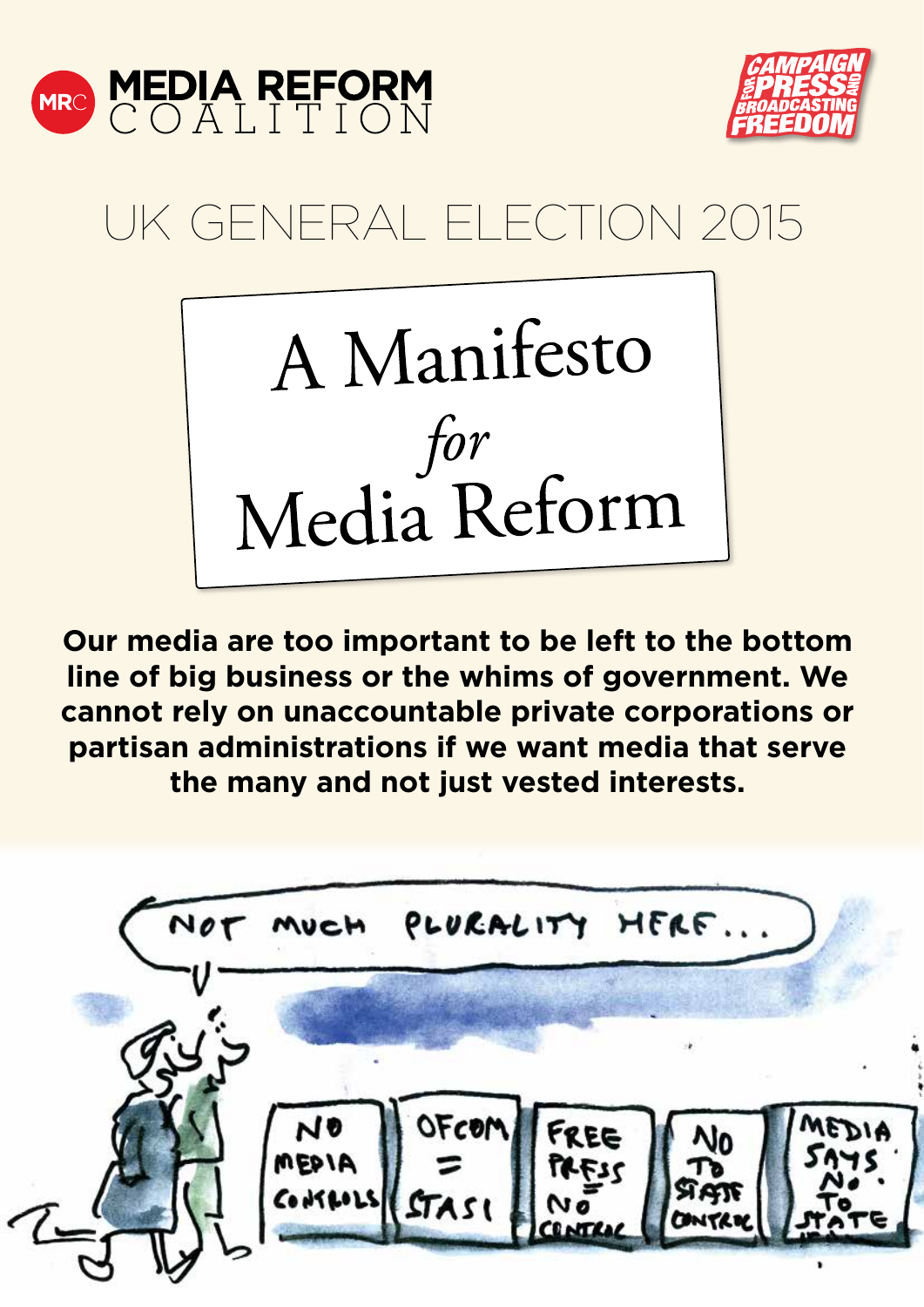MEDIA REFORM COALITION

CAMPAIGN FOR PRESS AND BROADCASTING FREEDOM

UK GENERAL ELECTION 2015

# A Manifesto *for* Media Reform

**Our media are too important to be left to the bottom line of big business or the whims of government. We cannot rely on unaccountable private corporations or partisan administrations if we want media that serve the many and not just vested interests.**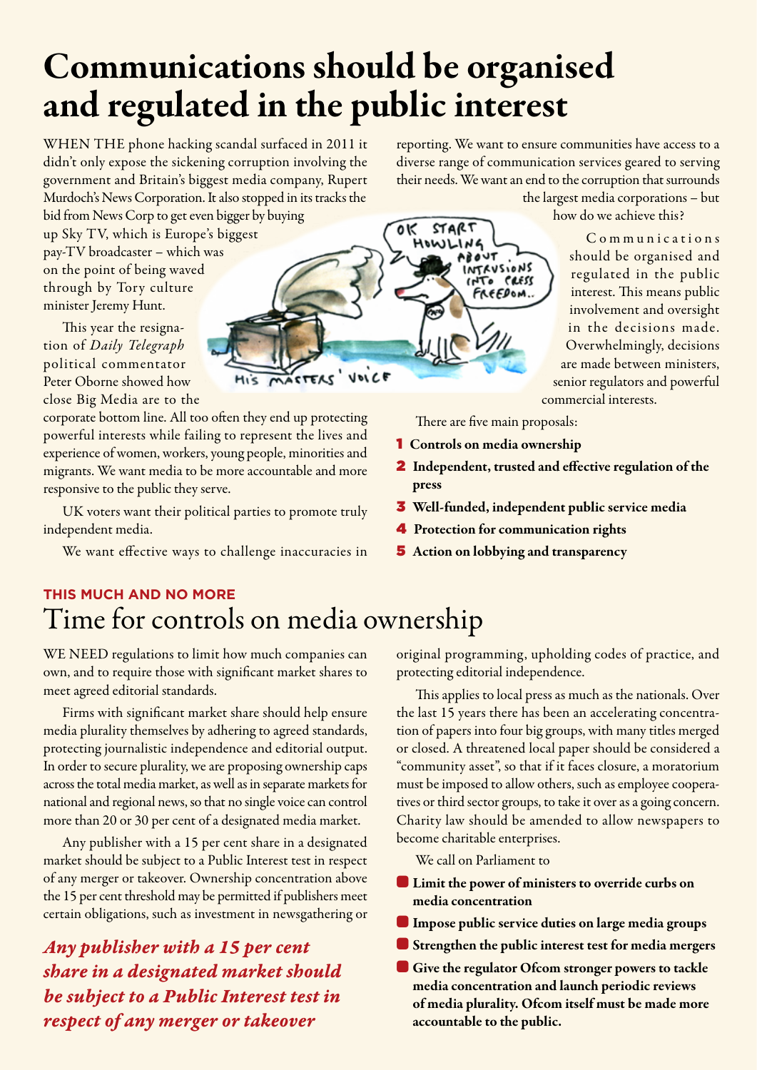# Communications should be organised and regulated in the public interest

WHEN THE phone hacking scandal surfaced in 2011 it didn't only expose the sickening corruption involving the government and Britain's biggest media company, Rupert Murdoch's News Corporation. It also stopped in its tracks the bid from News Corp to get even bigger by buying up Sky TV, which is Europe's biggest pay-TV broadcaster – which was on the point of being waved through by Tory culture minister Jeremy Hunt.

This year the resignation of *Daily Telegraph* political commentator Peter Oborne showed how close Big Media are to the corporate bottom line. All too often they end up protecting powerful interests while failing to represent the lives and experience of women, workers, young people, minorities and migrants. We want media to be more accountable and more responsive to the public they serve.

UK voters want their political parties to promote truly independent media.

We want effective ways to challenge inaccuracies in reporting. We want to ensure communities have access to a diverse range of communication services geared to serving their needs. We want an end to the corruption that surrounds the largest media corporations – but how do we achieve this?

Communications should be organised and regulated in the public interest. This means public involvement and oversight in the decisions made. Overwhelmingly, decisions are made between ministers, senior regulators and powerful commercial interests.

There are five main proposals:

1. **Controls on media ownership**
2. **Independent, trusted and effective regulation of the press**
3. **Well-funded, independent public service media**
4. **Protection for communication rights**
5. **Action on lobbying and transparency**

**THIS MUCH AND NO MORE**

## Time for controls on media ownership

WE NEED regulations to limit how much companies can own, and to require those with significant market shares to meet agreed editorial standards.

Firms with significant market share should help ensure media plurality themselves by adhering to agreed standards, protecting journalistic independence and editorial output. In order to secure plurality, we are proposing ownership caps across the total media market, as well as in separate markets for national and regional news, so that no single voice can control more than 20 or 30 per cent of a designated media market.

Any publisher with a 15 per cent share in a designated market should be subject to a Public Interest test in respect of any merger or takeover. Ownership concentration above the 15 per cent threshold may be permitted if publishers meet certain obligations, such as investment in newsgathering or original programming, upholding codes of practice, and protecting editorial independence.

***Any publisher with a 15 per cent share in a designated market should be subject to a Public Interest test in respect of any merger or takeover***

This applies to local press as much as the nationals. Over the last 15 years there has been an accelerating concentration of papers into four big groups, with many titles merged or closed. A threatened local paper should be considered a "community asset", so that if it faces closure, a moratorium must be imposed to allow others, such as employee cooperatives or third sector groups, to take it over as a going concern. Charity law should be amended to allow newspapers to become charitable enterprises.

We call on Parliament to

- **Limit the power of ministers to override curbs on media concentration**
- **Impose public service duties on large media groups**
- **Strengthen the public interest test for media mergers**
- **Give the regulator Ofcom stronger powers to tackle media concentration and launch periodic reviews of media plurality. Ofcom itself must be made more accountable to the public.**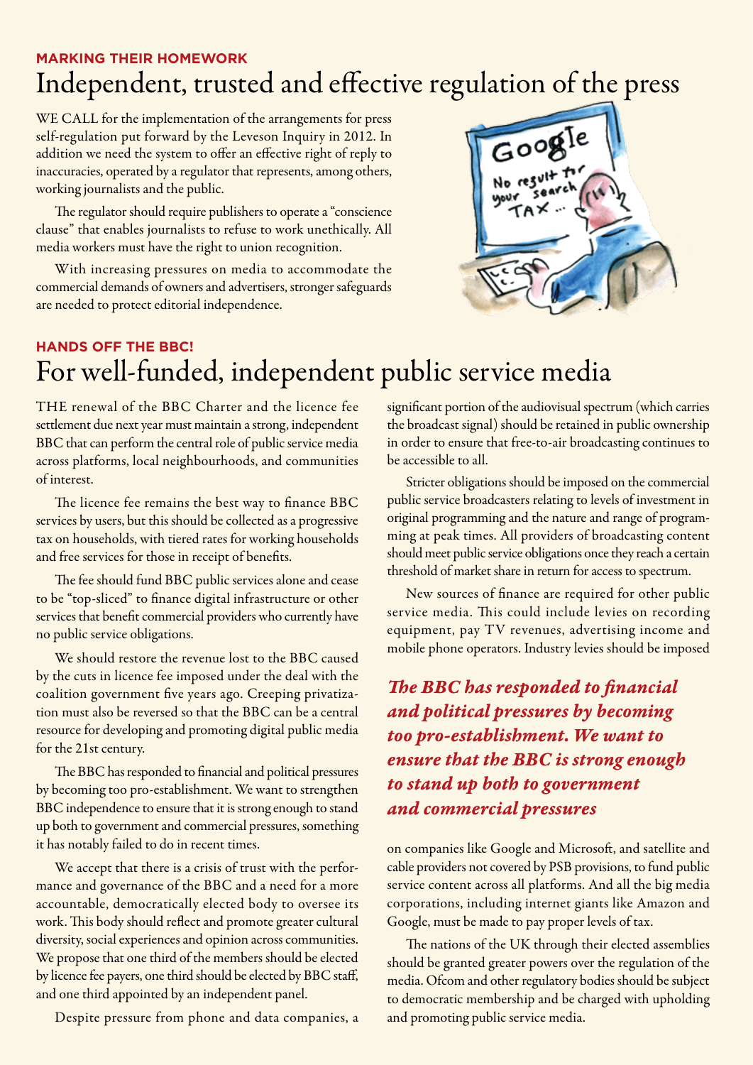### MARKING THEIR HOMEWORK

# Independent, trusted and effective regulation of the press

WE CALL for the implementation of the arrangements for press self-regulation put forward by the Leveson Inquiry in 2012. In addition we need the system to offer an effective right of reply to inaccuracies, operated by a regulator that represents, among others, working journalists and the public.

The regulator should require publishers to operate a "conscience clause" that enables journalists to refuse to work unethically. All media workers must have the right to union recognition.

With increasing pressures on media to accommodate the commercial demands of owners and advertisers, stronger safeguards are needed to protect editorial independence.

### HANDS OFF THE BBC!

# For well-funded, independent public service media

THE renewal of the BBC Charter and the licence fee settlement due next year must maintain a strong, independent BBC that can perform the central role of public service media across platforms, local neighbourhoods, and communities of interest.

The licence fee remains the best way to finance BBC services by users, but this should be collected as a progressive tax on households, with tiered rates for working households and free services for those in receipt of benefits.

The fee should fund BBC public services alone and cease to be "top-sliced" to finance digital infrastructure or other services that benefit commercial providers who currently have no public service obligations.

We should restore the revenue lost to the BBC caused by the cuts in licence fee imposed under the deal with the coalition government five years ago. Creeping privatization must also be reversed so that the BBC can be a central resource for developing and promoting digital public media for the 21st century.

The BBC has responded to financial and political pressures by becoming too pro-establishment. We want to strengthen BBC independence to ensure that it is strong enough to stand up both to government and commercial pressures, something it has notably failed to do in recent times.

We accept that there is a crisis of trust with the performance and governance of the BBC and a need for a more accountable, democratically elected body to oversee its work. This body should reflect and promote greater cultural diversity, social experiences and opinion across communities. We propose that one third of the members should be elected by licence fee payers, one third should be elected by BBC staff, and one third appointed by an independent panel.

Despite pressure from phone and data companies, a significant portion of the audiovisual spectrum (which carries the broadcast signal) should be retained in public ownership in order to ensure that free-to-air broadcasting continues to be accessible to all.

Stricter obligations should be imposed on the commercial public service broadcasters relating to levels of investment in original programming and the nature and range of programming at peak times. All providers of broadcasting content should meet public service obligations once they reach a certain threshold of market share in return for access to spectrum.

New sources of finance are required for other public service media. This could include levies on recording equipment, pay TV revenues, advertising income and mobile phone operators. Industry levies should be imposed on companies like Google and Microsoft, and satellite and cable providers not covered by PSB provisions, to fund public service content across all platforms. And all the big media corporations, including internet giants like Amazon and Google, must be made to pay proper levels of tax.

***The BBC has responded to financial and political pressures by becoming too pro-establishment. We want to ensure that the BBC is strong enough to stand up both to government and commercial pressures***

The nations of the UK through their elected assemblies should be granted greater powers over the regulation of the media. Ofcom and other regulatory bodies should be subject to democratic membership and be charged with upholding and promoting public service media.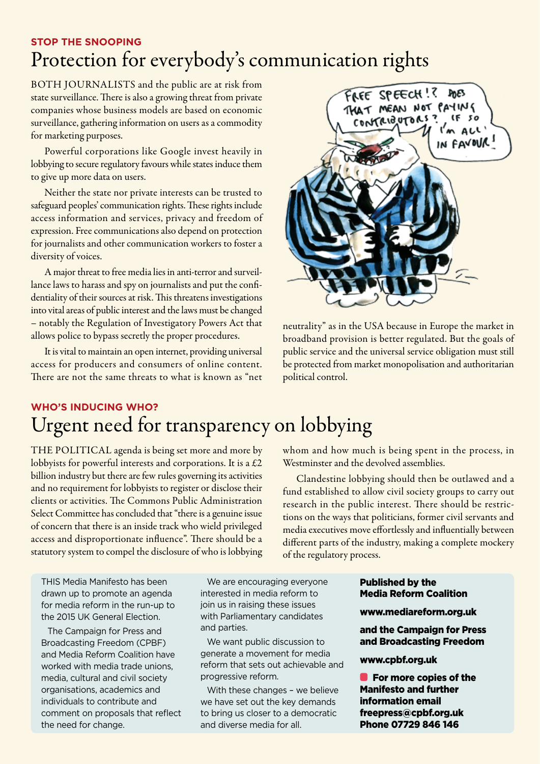**STOP THE SNOOPING**

# Protection for everybody's communication rights

BOTH JOURNALISTS and the public are at risk from state surveillance. There is also a growing threat from private companies whose business models are based on economic surveillance, gathering information on users as a commodity for marketing purposes.

Powerful corporations like Google invest heavily in lobbying to secure regulatory favours while states induce them to give up more data on users.

Neither the state nor private interests can be trusted to safeguard peoples' communication rights. These rights include access information and services, privacy and freedom of expression. Free communications also depend on protection for journalists and other communication workers to foster a diversity of voices.

A major threat to free media lies in anti-terror and surveillance laws to harass and spy on journalists and put the confidentiality of their sources at risk. This threatens investigations into vital areas of public interest and the laws must be changed – notably the Regulation of Investigatory Powers Act that allows police to bypass secretly the proper procedures.

It is vital to maintain an open internet, providing universal access for producers and consumers of online content. There are not the same threats to what is known as "net neutrality" as in the USA because in Europe the market in broadband provision is better regulated. But the goals of public service and the universal service obligation must still be protected from market monopolisation and authoritarian political control.

**WHO'S INDUCING WHO?**

# Urgent need for transparency on lobbying

THE POLITICAL agenda is being set more and more by lobbyists for powerful interests and corporations. It is a £2 billion industry but there are few rules governing its activities and no requirement for lobbyists to register or disclose their clients or activities. The Commons Public Administration Select Committee has concluded that "there is a genuine issue of concern that there is an inside track who wield privileged access and disproportionate influence". There should be a statutory system to compel the disclosure of who is lobbying whom and how much is being spent in the process, in Westminster and the devolved assemblies.

Clandestine lobbying should then be outlawed and a fund established to allow civil society groups to carry out research in the public interest. There should be restrictions on the ways that politicians, former civil servants and media executives move effortlessly and influentially between different parts of the industry, making a complete mockery of the regulatory process.

---

THIS Media Manifesto has been drawn up to promote an agenda for media reform in the run-up to the 2015 UK General Election.

The Campaign for Press and Broadcasting Freedom (CPBF) and Media Reform Coalition have worked with media trade unions, media, cultural and civil society organisations, academics and individuals to contribute and comment on proposals that reflect the need for change.

We are encouraging everyone interested in media reform to join us in raising these issues with Parliamentary candidates and parties.

We want public discussion to generate a movement for media reform that sets out achievable and progressive reform.

With these changes – we believe we have set out the key demands to bring us closer to a democratic and diverse media for all.

**Published by the Media Reform Coalition**

**www.mediareform.org.uk**

**and the Campaign for Press and Broadcasting Freedom**

**www.cpbf.org.uk**

**For more copies of the Manifesto and further information email freepress@cpbf.org.uk Phone 07729 846 146**